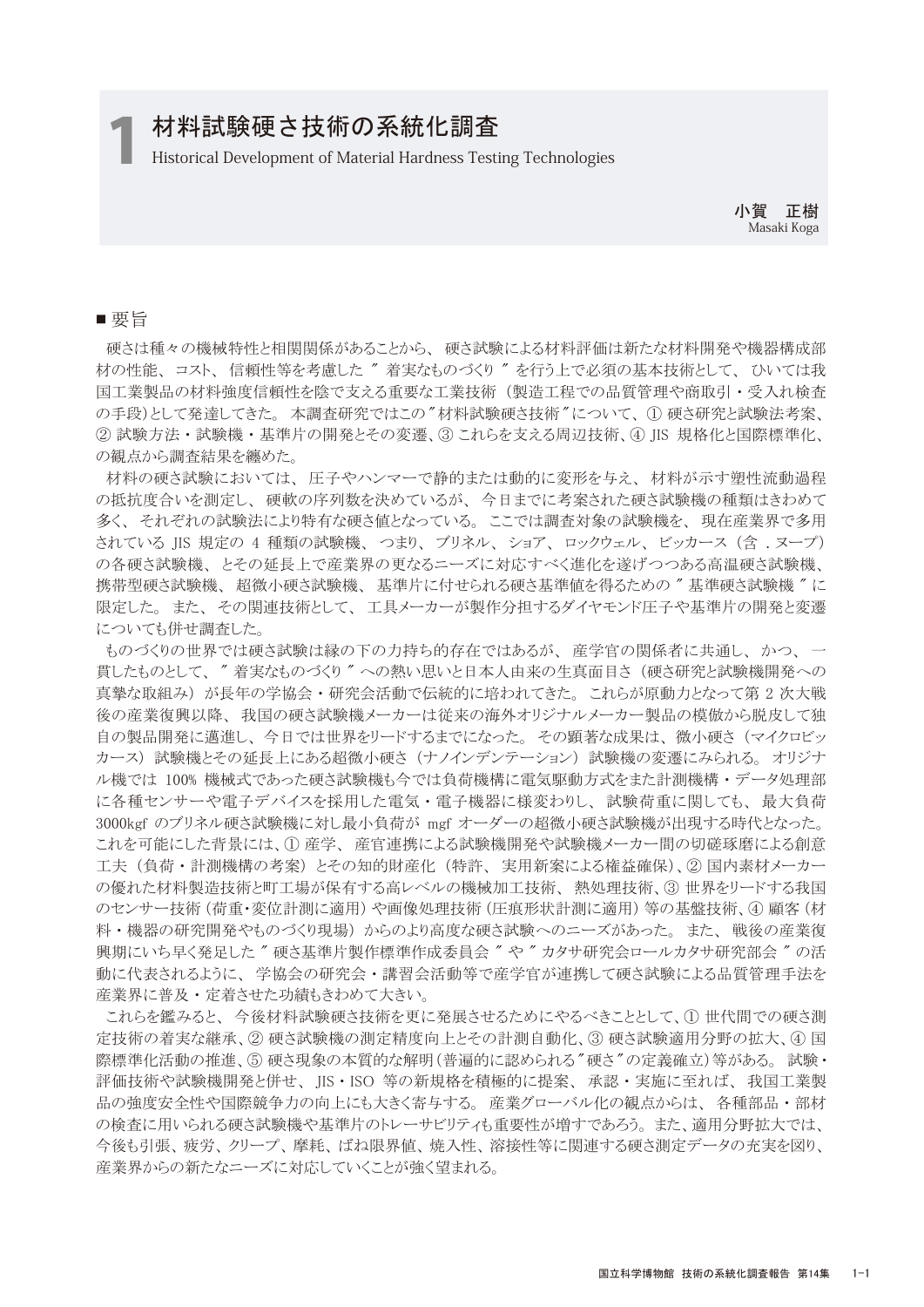# 1 材料試験硬さ技術の系統化調査

Historical Development of Material Hardness Testing Technologies

**小賀　正樹**
Masaki Koga

## ■ 要旨

硬さは種々の機械特性と相関関係があることから、 硬さ試験による材料評価は新たな材料開発や機器構成部材の性能、 コスト、 信頼性等を考慮した ″ 着実なものづくり ″ を行う上で必須の基本技術として、 ひいては我国工業製品の材料強度信頼性を陰で支える重要な工業技術（製造工程での品質管理や商取引・受入れ検査の手段）として発達してきた。 本調査研究ではこの″材料試験硬さ技術″について、 ① 硬さ研究と試験法考案、② 試験方法・試験機・基準片の開発とその変遷、③ これらを支える周辺技術、④ JIS 規格化と国際標準化、の観点から調査結果を纏めた。

材料の硬さ試験においては、 圧子やハンマーで静的または動的に変形を与え、 材料が示す塑性流動過程の抵抗度合いを測定し、 硬軟の序列数を決めているが、 今日までに考案された硬さ試験機の種類はきわめて多く、 それぞれの試験法により特有な硬さ値となっている。 ここでは調査対象の試験機を、 現在産業界で多用されている JIS 規定の 4 種類の試験機、 つまり、 ブリネル、 ショア、 ロックウェル、 ビッカース（含 . ヌープ）の各硬さ試験機、 とその延長上で産業界の更なるニーズに対応すべく進化を遂げつつある高温硬さ試験機、携帯型硬さ試験機、 超微小硬さ試験機、 基準片に付せられる硬さ基準値を得るための ″ 基準硬さ試験機 ″ に限定した。 また、 その関連技術として、 工具メーカーが製作分担するダイヤモンド圧子や基準片の開発と変遷についても併せ調査した。

ものづくりの世界では硬さ試験は縁の下の力持ち的存在ではあるが、 産学官の関係者に共通し、 かつ、 一貫したものとして、 ″ 着実なものづくり ″ への熱い思いと日本人由来の生真面目さ（硬さ研究と試験機開発への真摯な取組み） が長年の学協会・研究会活動で伝統的に培われてきた。 これらが原動力となって第 2 次大戦後の産業復興以降、 我国の硬さ試験機メーカーは従来の海外オリジナルメーカー製品の模倣から脱皮して独自の製品開発に邁進し、 今日では世界をリードするまでになった。 その顕著な成果は、 微小硬さ（マイクロビッカース） 試験機とその延長上にある超微小硬さ（ナノインデンテーション） 試験機の変遷にみられる。 オリジナル機では 100% 機械式であった硬さ試験機も今では負荷機構に電気駆動方式をまた計測機構・データ処理部に各種センサーや電子デバイスを採用した電気・電子機器に様変わりし、 試験荷重に関しても、 最大負荷 3000kgf のブリネル硬さ試験機に対し最小負荷が mgf オーダーの超微小硬さ試験機が出現する時代となった。これを可能にした背景には、① 産学、 産官連携による試験機開発や試験機メーカー間の切磋琢磨による創意工夫（負荷・計測機構の考案）とその知的財産化（特許、 実用新案による権益確保）、② 国内素材メーカーの優れた材料製造技術と町工場が保有する高レベルの機械加工技術、 熱処理技術、③ 世界をリードする我国のセンサー技術（荷重・変位計測に適用）や画像処理技術（圧痕形状計測に適用）等の基盤技術、④ 顧客（材料・機器の研究開発やものづくり現場）からのより高度な硬さ試験へのニーズがあった。 また、 戦後の産業復興期にいち早く発足した ″ 硬さ基準片製作標準作成委員会 ″ や ″ カタサ研究会ロールカタサ研究部会 ″ の活動に代表されるように、 学協会の研究会・講習会活動等で産学官が連携して硬さ試験による品質管理手法を産業界に普及・定着させた功績もきわめて大きい。

これらを鑑みると、 今後材料試験硬さ技術を更に発展させるためにやるべきこととして、① 世代間での硬さ測定技術の着実な継承、② 硬さ試験機の測定精度向上とその計測自動化、③ 硬さ試験適用分野の拡大、④ 国際標準化活動の推進、⑤ 硬さ現象の本質的な解明（普遍的に認められる″硬さ″の定義確立）等がある。 試験・評価技術や試験機開発と併せ、 JIS・ISO 等の新規格を積極的に提案、 承認・実施に至れば、 我国工業製品の強度安全性や国際競争力の向上にも大きく寄与する。 産業グローバル化の観点からは、 各種部品・部材の検査に用いられる硬さ試験機や基準片のトレーサビリティも重要性が増すであろう。また、適用分野拡大では、今後も引張、 疲労、 クリープ、 摩耗、 ばね限界値、 焼入性、 溶接性等に関連する硬さ測定データの充実を図り、産業界からの新たなニーズに対応していくことが強く望まれる。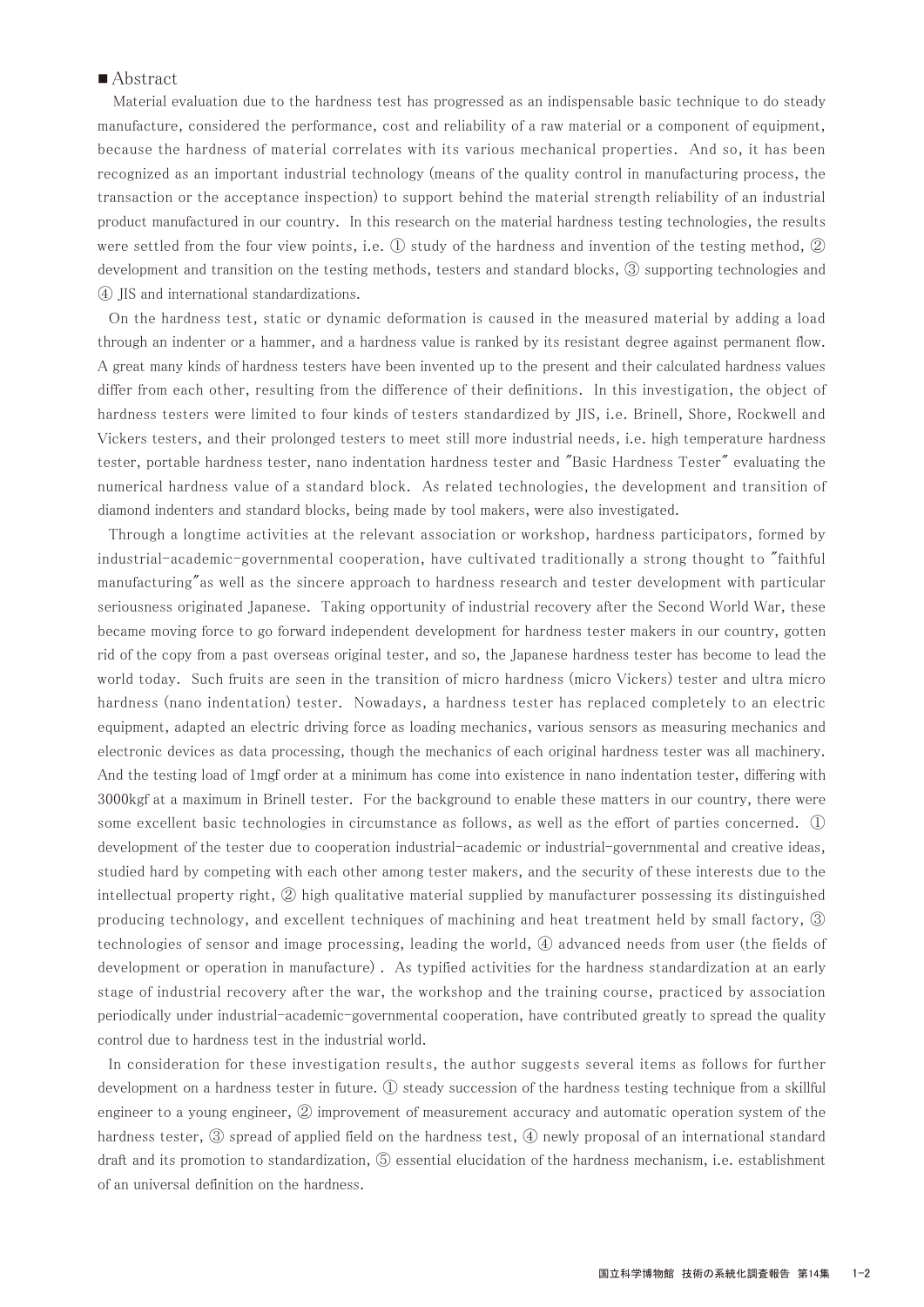## ■Abstract

Material evaluation due to the hardness test has progressed as an indispensable basic technique to do steady manufacture, considered the performance, cost and reliability of a raw material or a component of equipment, because the hardness of material correlates with its various mechanical properties. And so, it has been recognized as an important industrial technology (means of the quality control in manufacturing process, the transaction or the acceptance inspection) to support behind the material strength reliability of an industrial product manufactured in our country. In this research on the material hardness testing technologies, the results were settled from the four view points, i.e. ① study of the hardness and invention of the testing method, ② development and transition on the testing methods, testers and standard blocks, ③ supporting technologies and ④ JIS and international standardizations.

On the hardness test, static or dynamic deformation is caused in the measured material by adding a load through an indenter or a hammer, and a hardness value is ranked by its resistant degree against permanent flow. A great many kinds of hardness testers have been invented up to the present and their calculated hardness values differ from each other, resulting from the difference of their definitions. In this investigation, the object of hardness testers were limited to four kinds of testers standardized by JIS, i.e. Brinell, Shore, Rockwell and Vickers testers, and their prolonged testers to meet still more industrial needs, i.e. high temperature hardness tester, portable hardness tester, nano indentation hardness tester and "Basic Hardness Tester" evaluating the numerical hardness value of a standard block. As related technologies, the development and transition of diamond indenters and standard blocks, being made by tool makers, were also investigated.

Through a longtime activities at the relevant association or workshop, hardness participators, formed by industrial-academic-governmental cooperation, have cultivated traditionally a strong thought to "faithful manufacturing"as well as the sincere approach to hardness research and tester development with particular seriousness originated Japanese. Taking opportunity of industrial recovery after the Second World War, these became moving force to go forward independent development for hardness tester makers in our country, gotten rid of the copy from a past overseas original tester, and so, the Japanese hardness tester has become to lead the world today. Such fruits are seen in the transition of micro hardness (micro Vickers) tester and ultra micro hardness (nano indentation) tester. Nowadays, a hardness tester has replaced completely to an electric equipment, adapted an electric driving force as loading mechanics, various sensors as measuring mechanics and electronic devices as data processing, though the mechanics of each original hardness tester was all machinery. And the testing load of 1mgf order at a minimum has come into existence in nano indentation tester, differing with 3000kgf at a maximum in Brinell tester. For the background to enable these matters in our country, there were some excellent basic technologies in circumstance as follows, as well as the effort of parties concerned. ① development of the tester due to cooperation industrial-academic or industrial-governmental and creative ideas, studied hard by competing with each other among tester makers, and the security of these interests due to the intellectual property right, ② high qualitative material supplied by manufacturer possessing its distinguished producing technology, and excellent techniques of machining and heat treatment held by small factory, ③ technologies of sensor and image processing, leading the world, ④ advanced needs from user (the fields of development or operation in manufacture) . As typified activities for the hardness standardization at an early stage of industrial recovery after the war, the workshop and the training course, practiced by association periodically under industrial-academic-governmental cooperation, have contributed greatly to spread the quality control due to hardness test in the industrial world.

In consideration for these investigation results, the author suggests several items as follows for further development on a hardness tester in future. ① steady succession of the hardness testing technique from a skillful engineer to a young engineer, ② improvement of measurement accuracy and automatic operation system of the hardness tester, ③ spread of applied field on the hardness test, ④ newly proposal of an international standard draft and its promotion to standardization, ⑤ essential elucidation of the hardness mechanism, i.e. establishment of an universal definition on the hardness.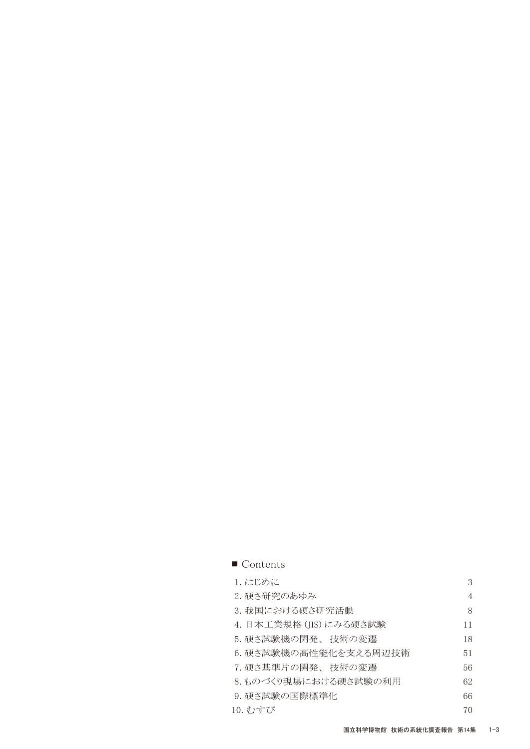## ■ Contents

| | |
|---|---|
| 1. はじめに | 3 |
| 2. 硬さ研究のあゆみ | 4 |
| 3. 我国における硬さ研究活動 | 8 |
| 4. 日本工業規格（JIS）にみる硬さ試験 | 11 |
| 5. 硬さ試験機の開発、技術の変遷 | 18 |
| 6. 硬さ試験機の高性能化を支える周辺技術 | 51 |
| 7. 硬さ基準片の開発、技術の変遷 | 56 |
| 8. ものづくり現場における硬さ試験の利用 | 62 |
| 9. 硬さ試験の国際標準化 | 66 |
| 10. むすび | 70 |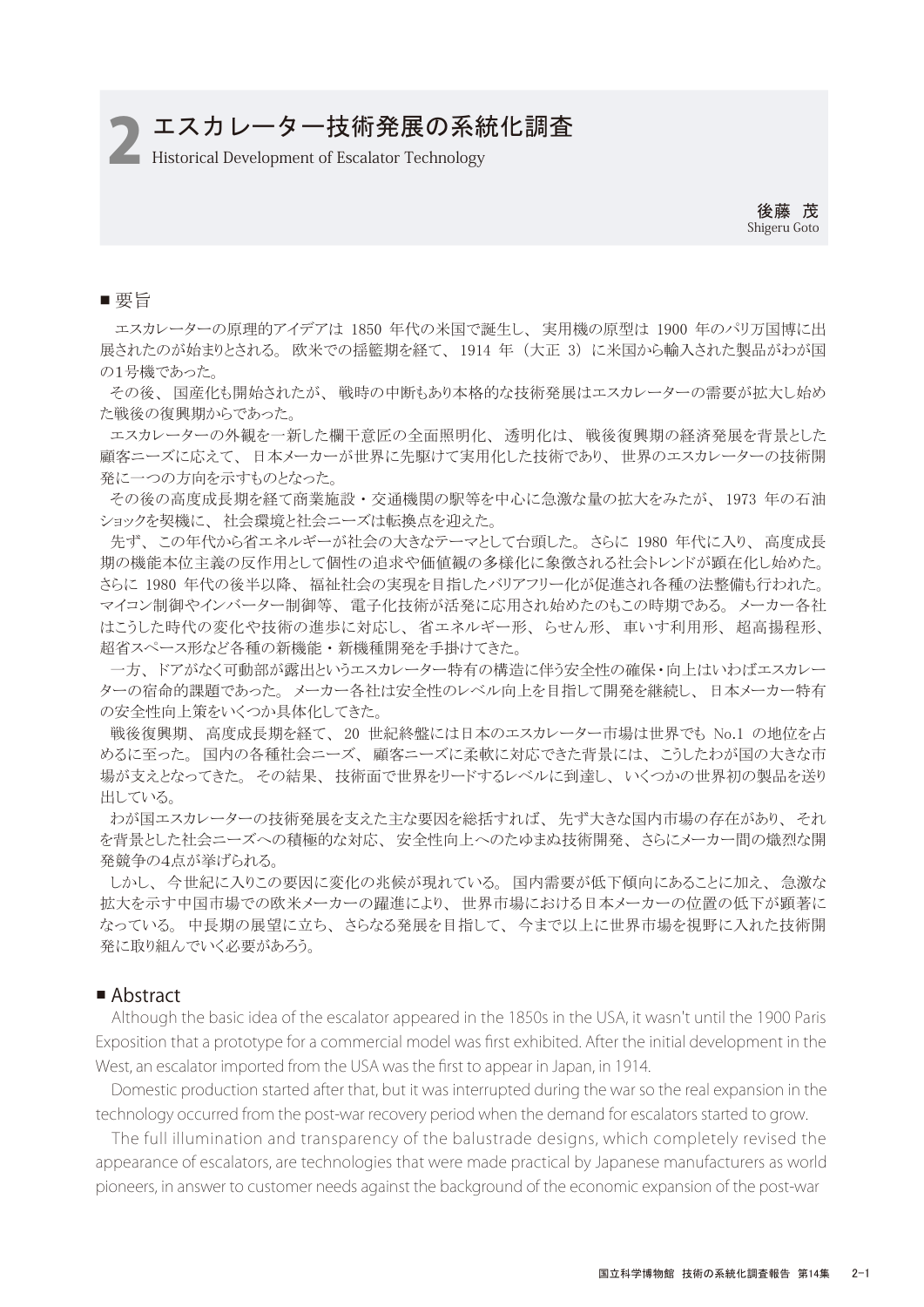# 2 エスカレーター技術発展の系統化調査

Historical Development of Escalator Technology

後藤 茂

Shigeru Goto

## ■ 要旨

エスカレーターの原理的アイデアは 1850 年代の米国で誕生し、 実用機の原型は 1900 年のパリ万国博に出展されたのが始まりとされる。 欧米での揺籃期を経て、 1914 年（大正 3）に米国から輸入された製品がわが国の1号機であった。

その後、 国産化も開始されたが、 戦時の中断もあり本格的な技術発展はエスカレーターの需要が拡大し始めた戦後の復興期からであった。

エスカレーターの外観を一新した欄干意匠の全面照明化、 透明化は、 戦後復興期の経済発展を背景とした顧客ニーズに応えて、 日本メーカーが世界に先駆けて実用化した技術であり、 世界のエスカレーターの技術開発に一つの方向を示すものとなった。

その後の高度成長期を経て商業施設・交通機関の駅等を中心に急激な量の拡大をみたが、 1973 年の石油ショックを契機に、 社会環境と社会ニーズは転換点を迎えた。

先ず、 この年代から省エネルギーが社会の大きなテーマとして台頭した。 さらに 1980 年代に入り、 高度成長期の機能本位主義の反作用として個性の追求や価値観の多様化に象徴される社会トレンドが顕在化し始めた。さらに 1980 年代の後半以降、 福祉社会の実現を目指したバリアフリー化が促進され各種の法整備も行われた。マイコン制御やインバーター制御等、 電子化技術が活発に応用され始めたのもこの時期である。 メーカー各社はこうした時代の変化や技術の進歩に対応し、 省エネルギー形、 らせん形、 車いす利用形、 超高揚程形、超省スペース形など各種の新機能・新機種開発を手掛けてきた。

一方、 ドアがなく可動部が露出というエスカレーター特有の構造に伴う安全性の確保・向上はいわばエスカレーターの宿命的課題であった。 メーカー各社は安全性のレベル向上を目指して開発を継続し、 日本メーカー特有の安全性向上策をいくつか具体化してきた。

戦後復興期、 高度成長期を経て、 20 世紀終盤には日本のエスカレーター市場は世界でも No.1 の地位を占めるに至った。 国内の各種社会ニーズ、 顧客ニーズに柔軟に対応できた背景には、 こうしたわが国の大きな市場が支えとなってきた。 その結果、 技術面で世界をリードするレベルに到達し、 いくつかの世界初の製品を送り出している。

わが国エスカレーターの技術発展を支えた主な要因を総括すれば、 先ず大きな国内市場の存在があり、 それを背景とした社会ニーズへの積極的な対応、 安全性向上へのたゆまぬ技術開発、 さらにメーカー間の熾烈な開発競争の4点が挙げられる。

しかし、 今世紀に入りこの要因に変化の兆候が現れている。 国内需要が低下傾向にあることに加え、 急激な拡大を示す中国市場での欧米メーカーの躍進により、 世界市場における日本メーカーの位置の低下が顕著になっている。 中長期の展望に立ち、 さらなる発展を目指して、 今まで以上に世界市場を視野に入れた技術開発に取り組んでいく必要があろう。

## ■ Abstract

Although the basic idea of the escalator appeared in the 1850s in the USA, it wasn't until the 1900 Paris Exposition that a prototype for a commercial model was first exhibited. After the initial development in the West, an escalator imported from the USA was the first to appear in Japan, in 1914.

Domestic production started after that, but it was interrupted during the war so the real expansion in the technology occurred from the post-war recovery period when the demand for escalators started to grow.

The full illumination and transparency of the balustrade designs, which completely revised the appearance of escalators, are technologies that were made practical by Japanese manufacturers as world pioneers, in answer to customer needs against the background of the economic expansion of the post-war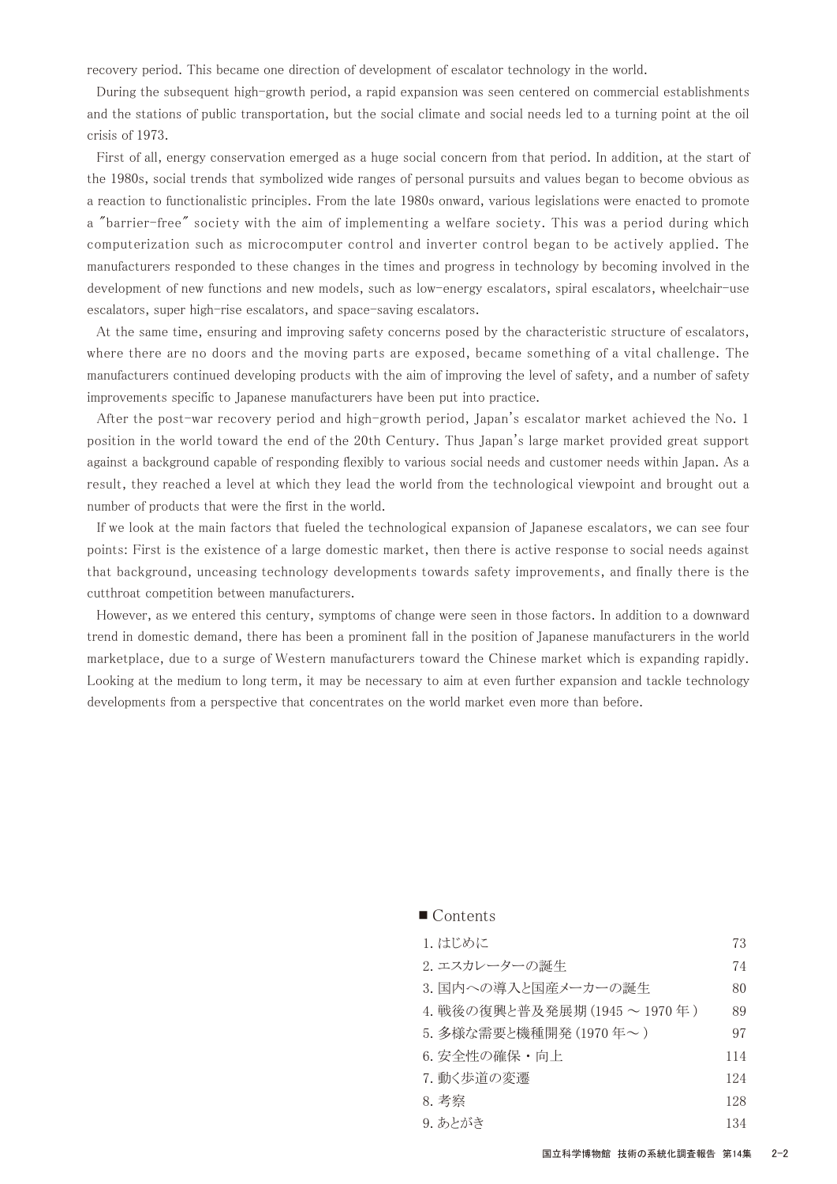recovery period. This became one direction of development of escalator technology in the world.

During the subsequent high-growth period, a rapid expansion was seen centered on commercial establishments and the stations of public transportation, but the social climate and social needs led to a turning point at the oil crisis of 1973.

First of all, energy conservation emerged as a huge social concern from that period. In addition, at the start of the 1980s, social trends that symbolized wide ranges of personal pursuits and values began to become obvious as a reaction to functionalistic principles. From the late 1980s onward, various legislations were enacted to promote a "barrier-free" society with the aim of implementing a welfare society. This was a period during which computerization such as microcomputer control and inverter control began to be actively applied. The manufacturers responded to these changes in the times and progress in technology by becoming involved in the development of new functions and new models, such as low-energy escalators, spiral escalators, wheelchair-use escalators, super high-rise escalators, and space-saving escalators.

At the same time, ensuring and improving safety concerns posed by the characteristic structure of escalators, where there are no doors and the moving parts are exposed, became something of a vital challenge. The manufacturers continued developing products with the aim of improving the level of safety, and a number of safety improvements specific to Japanese manufacturers have been put into practice.

After the post-war recovery period and high-growth period, Japan's escalator market achieved the No. 1 position in the world toward the end of the 20th Century. Thus Japan's large market provided great support against a background capable of responding flexibly to various social needs and customer needs within Japan. As a result, they reached a level at which they lead the world from the technological viewpoint and brought out a number of products that were the first in the world.

If we look at the main factors that fueled the technological expansion of Japanese escalators, we can see four points: First is the existence of a large domestic market, then there is active response to social needs against that background, unceasing technology developments towards safety improvements, and finally there is the cutthroat competition between manufacturers.

However, as we entered this century, symptoms of change were seen in those factors. In addition to a downward trend in domestic demand, there has been a prominent fall in the position of Japanese manufacturers in the world marketplace, due to a surge of Western manufacturers toward the Chinese market which is expanding rapidly. Looking at the medium to long term, it may be necessary to aim at even further expansion and tackle technology developments from a perspective that concentrates on the world market even more than before.

## ■ Contents

| | |
|---|---|
| 1. はじめに | 73 |
| 2. エスカレーターの誕生 | 74 |
| 3. 国内への導入と国産メーカーの誕生 | 80 |
| 4. 戦後の復興と普及展開期（1945 ～ 1970 年） | 89 |
| 5. 多様な需要と機種開発（1970 年～） | 97 |
| 6. 安全性の確保・向上 | 114 |
| 7. 動く歩道の変遷 | 124 |
| 8. 考察 | 128 |
| 9. あとがき | 134 |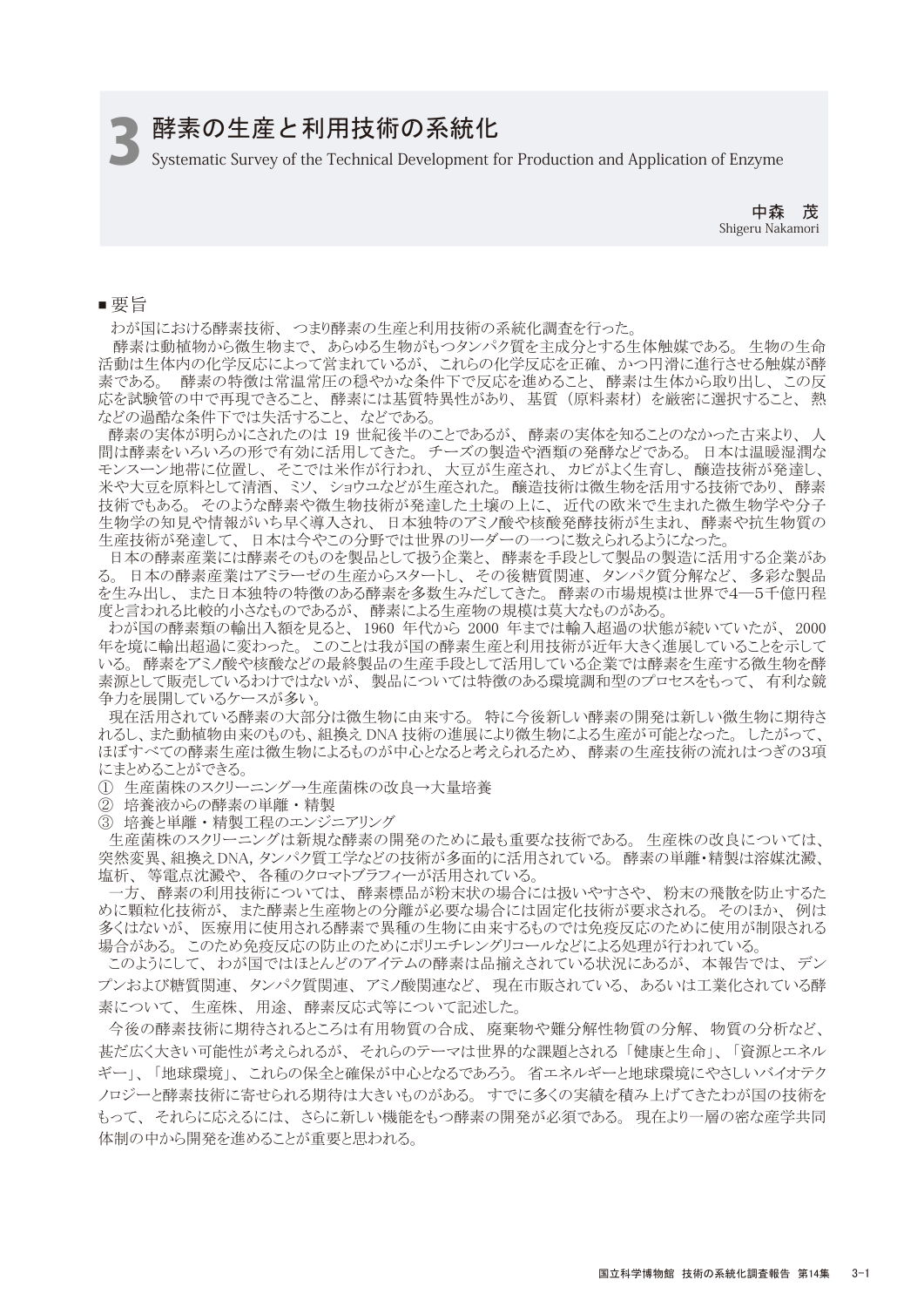# 3 酵素の生産と利用技術の系統化

Systematic Survey of the Technical Development for Production and Application of Enzyme

中森　茂
Shigeru Nakamori

## ■ 要旨

わが国における酵素技術、つまり酵素の生産と利用技術の系統化調査を行った。

酵素は動植物から微生物まで、あらゆる生物がもつタンパク質を主成分とする生体触媒である。生物の生命活動は生体内の化学反応によって営まれているが、これらの化学反応を正確、かつ円滑に進行させる触媒が酵素である。酵素の特徴は常温常圧の穏やかな条件下で反応を進めること、酵素は生体から取り出し、この反応を試験管の中で再現できること、酵素には基質特異性があり、基質（原料素材）を厳密に選択すること、熱などの過酷な条件下では失活すること、などである。

酵素の実体が明らかにされたのは 19 世紀後半のことであるが、酵素の実体を知ることのなかった古来より、人間は酵素をいろいろの形で有効に活用してきた。チーズの製造や酒類の発酵などである。日本は温暖湿潤なモンスーン地帯に位置し、そこでは米作が行われ、大豆が生産され、カビがよく生育し、醸造技術が発達し、米や大豆を原料として清酒、ミソ、ショウユなどが生産された。醸造技術は微生物を活用する技術であり、酵素技術でもある。そのような酵素や微生物技術が発達した土壌の上に、近代の欧米で生まれた微生物学や分子生物学の知見や情報がいち早く導入され、日本独特のアミノ酸や核酸発酵技術が生まれ、酵素や抗生物質の生産技術が発達して、日本は今やこの分野では世界のリーダーの一つに数えられるようになった。

日本の酵素産業には酵素そのものを製品として扱う企業と、酵素を手段として製品の製造に活用する企業がある。日本の酵素産業はアミラーゼの生産からスタートし、その後糖質関連、タンパク質分解など、多彩な製品を生み出し、また日本独特の特徴のある酵素を多数生みだしてきた。酵素の市場規模は世界で4―5千億円程度と言われる比較的小さなものであるが、酵素による生産物の規模は莫大なものがある。

わが国の酵素類の輸出入額を見ると、1960 年代から 2000 年までは輸入超過の状態が続いていたが、2000 年を境に輸出超過に変わった。このことは我が国の酵素生産と利用技術が近年大きく進展していることを示している。酵素をアミノ酸や核酸などの最終製品の生産手段として活用している企業では酵素を生産する微生物を酵素源として販売しているわけではないが、製品については特徴のある環境調和型のプロセスをもって、有利な競争力を展開しているケースが多い。

現在活用されている酵素の大部分は微生物に由来する。特に今後新しい酵素の開発は新しい微生物に期待されるし、また動植物由来のものも、組換え DNA 技術の進展により微生物による生産が可能となった。したがって、ほぼすべての酵素生産は微生物によるものが中心となると考えられるため、酵素の生産技術の流れはつぎの3項にまとめることができる。

① 生産菌株のスクリーニング→生産菌株の改良→大量培養
② 培養液からの酵素の単離・精製
③ 培養と単離・精製工程のエンジニアリング

生産菌株のスクリーニングは新規な酵素の開発のために最も重要な技術である。生産株の改良については、突然変異、組換えDNA, タンパク質工学などの技術が多面的に活用されている。酵素の単離･精製は溶媒沈澱、塩析、等電点沈澱や、各種のクロマトグラフィーが活用されている。

一方、酵素の利用技術については、酵素標品が粉末状の場合には扱いやすさや、粉末の飛散を防止するために顆粒化技術が、また酵素と生産物との分離が必要な場合には固定化技術が要求される。そのほか、例は多くはないが、医療用に使用される酵素で異種の生物に由来するものでは免疫反応のために使用が制限される場合がある。このため免疫反応の防止のためにポリエチレングリコールなどによる処理が行われている。

このようにして、わが国ではほとんどのアイテムの酵素は品揃えされている状況にあるが、本報告では、デンプンおよび糖質関連、タンパク質関連、アミノ酸関連など、現在市販されている、あるいは工業化されている酵素について、生産株、用途、酵素反応式等について記述した。

今後の酵素技術に期待されるところは有用物質の合成、廃棄物や難分解性物質の分解、物質の分析など、甚だ広く大きい可能性が考えられるが、それらのテーマは世界的な課題とされる「健康と生命」、「資源とエネルギー」、「地球環境」、これらの保全と確保が中心となるであろう。省エネルギーと地球環境にやさしいバイオテクノロジーと酵素技術に寄せられる期待は大きいものがある。すでに多くの実績を積み上げてきたわが国の技術をもって、それらに応えるには、さらに新しい機能をもつ酵素の開発が必須である。現在より一層の密な産学共同体制の中から開発を進めることが重要と思われる。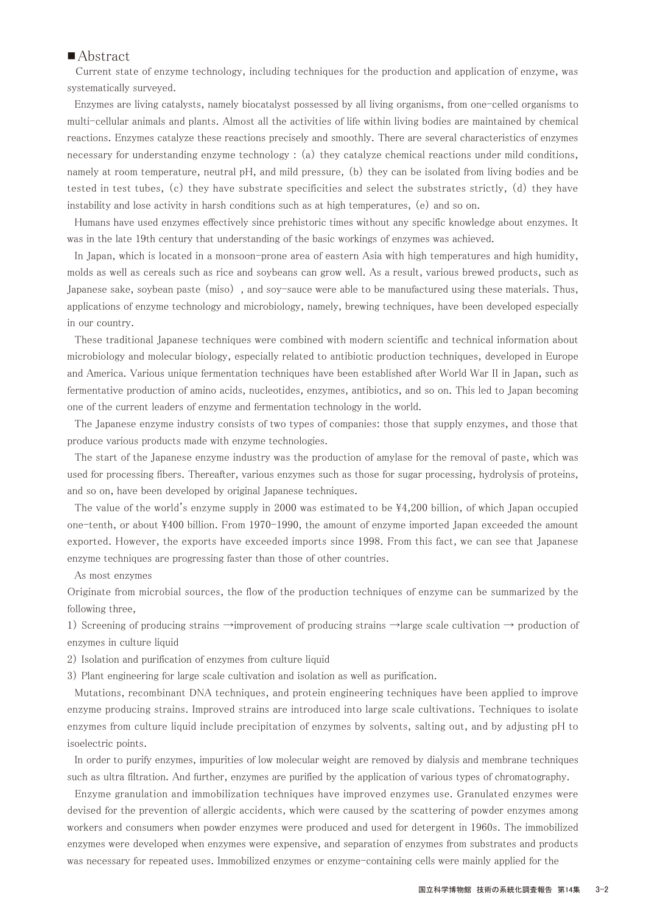## ■Abstract

Current state of enzyme technology, including techniques for the production and application of enzyme, was systematically surveyed.

Enzymes are living catalysts, namely biocatalyst possessed by all living organisms, from one-celled organisms to multi-cellular animals and plants. Almost all the activities of life within living bodies are maintained by chemical reactions. Enzymes catalyze these reactions precisely and smoothly. There are several characteristics of enzymes necessary for understanding enzyme technology : (a) they catalyze chemical reactions under mild conditions, namely at room temperature, neutral pH, and mild pressure, (b) they can be isolated from living bodies and be tested in test tubes, (c) they have substrate specificities and select the substrates strictly, (d) they have instability and lose activity in harsh conditions such as at high temperatures, (e) and so on.

Humans have used enzymes effectively since prehistoric times without any specific knowledge about enzymes. It was in the late 19th century that understanding of the basic workings of enzymes was achieved.

In Japan, which is located in a monsoon-prone area of eastern Asia with high temperatures and high humidity, molds as well as cereals such as rice and soybeans can grow well. As a result, various brewed products, such as Japanese sake, soybean paste (miso) , and soy-sauce were able to be manufactured using these materials. Thus, applications of enzyme technology and microbiology, namely, brewing techniques, have been developed especially in our country.

These traditional Japanese techniques were combined with modern scientific and technical information about microbiology and molecular biology, especially related to antibiotic production techniques, developed in Europe and America. Various unique fermentation techniques have been established after World War II in Japan, such as fermentative production of amino acids, nucleotides, enzymes, antibiotics, and so on. This led to Japan becoming one of the current leaders of enzyme and fermentation technology in the world.

The Japanese enzyme industry consists of two types of companies: those that supply enzymes, and those that produce various products made with enzyme technologies.

The start of the Japanese enzyme industry was the production of amylase for the removal of paste, which was used for processing fibers. Thereafter, various enzymes such as those for sugar processing, hydrolysis of proteins, and so on, have been developed by original Japanese techniques.

The value of the world's enzyme supply in 2000 was estimated to be ¥4,200 billion, of which Japan occupied one-tenth, or about ¥400 billion. From 1970-1990, the amount of enzyme imported Japan exceeded the amount exported. However, the exports have exceeded imports since 1998. From this fact, we can see that Japanese enzyme techniques are progressing faster than those of other countries.

As most enzymes
Originate from microbial sources, the flow of the production techniques of enzyme can be summarized by the following three,

1) Screening of producing strains →improvement of producing strains →large scale cultivation → production of enzymes in culture liquid
2) Isolation and purification of enzymes from culture liquid
3) Plant engineering for large scale cultivation and isolation as well as purification.

Mutations, recombinant DNA techniques, and protein engineering techniques have been applied to improve enzyme producing strains. Improved strains are introduced into large scale cultivations. Techniques to isolate enzymes from culture liquid include precipitation of enzymes by solvents, salting out, and by adjusting pH to isoelectric points.

In order to purify enzymes, impurities of low molecular weight are removed by dialysis and membrane techniques such as ultra filtration. And further, enzymes are purified by the application of various types of chromatography.

Enzyme granulation and immobilization techniques have improved enzymes use. Granulated enzymes were devised for the prevention of allergic accidents, which were caused by the scattering of powder enzymes among workers and consumers when powder enzymes were produced and used for detergent in 1960s. The immobilized enzymes were developed when enzymes were expensive, and separation of enzymes from substrates and products was necessary for repeated uses. Immobilized enzymes or enzyme-containing cells were mainly applied for the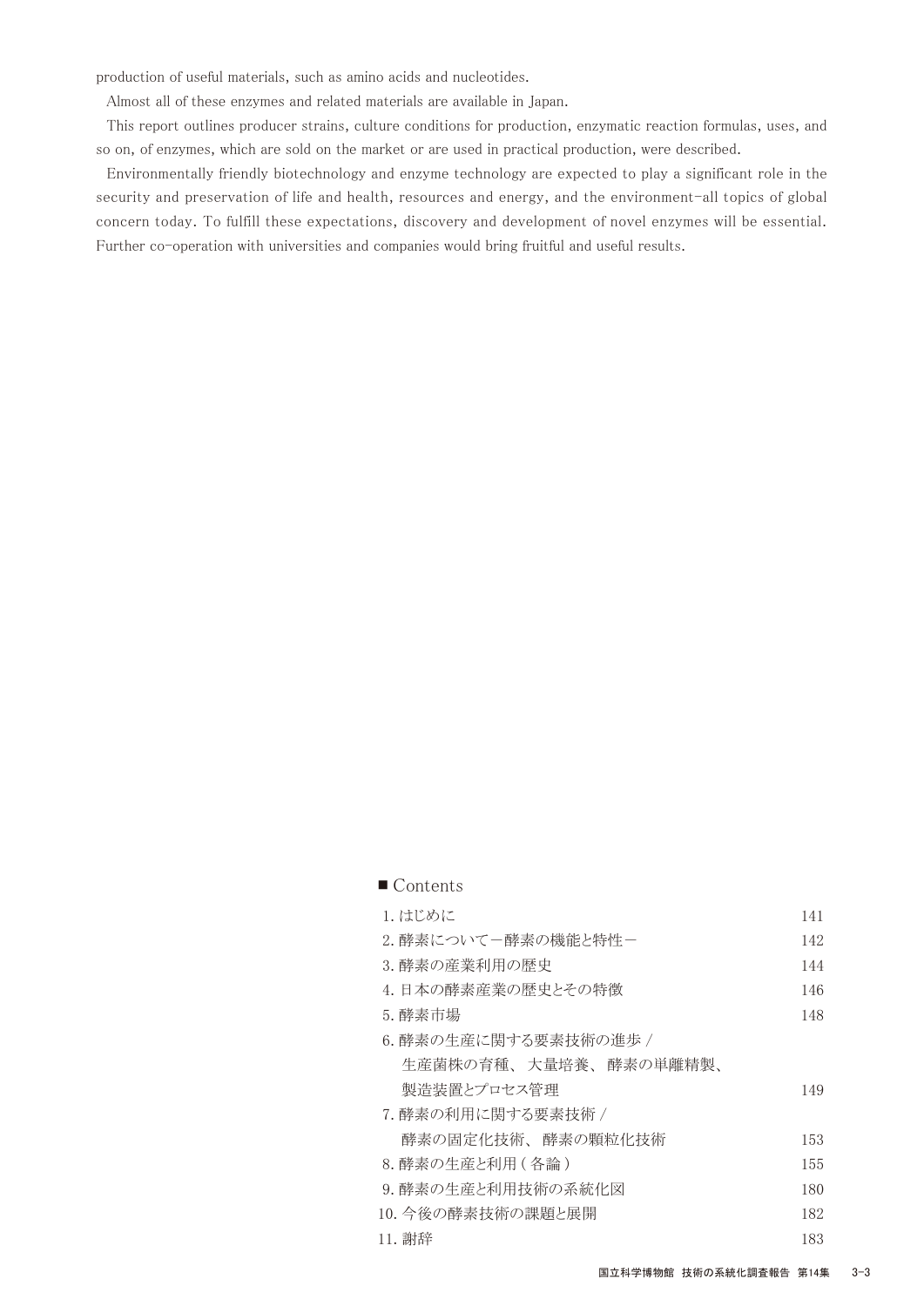production of useful materials, such as amino acids and nucleotides.

Almost all of these enzymes and related materials are available in Japan.

This report outlines producer strains, culture conditions for production, enzymatic reaction formulas, uses, and so on, of enzymes, which are sold on the market or are used in practical production, were described.

Environmentally friendly biotechnology and enzyme technology are expected to play a significant role in the security and preservation of life and health, resources and energy, and the environment-all topics of global concern today. To fulfill these expectations, discovery and development of novel enzymes will be essential. Further co-operation with universities and companies would bring fruitful and useful results.

## ■ Contents

| | |
|---|---|
| 1. はじめに | 141 |
| 2. 酵素について－酵素の機能と特性－ | 142 |
| 3. 酵素の産業利用の歴史 | 144 |
| 4. 日本の酵素産業の歴史とその特徴 | 146 |
| 5. 酵素市場 | 148 |
| 6. 酵素の生産に関する要素技術の進歩 / 生産菌株の育種、 大量培養、 酵素の単離精製、 製造装置とプロセス管理 | 149 |
| 7. 酵素の利用に関する要素技術 / 酵素の固定化技術、 酵素の顆粒化技術 | 153 |
| 8. 酵素の生産と利用 ( 各論 ) | 155 |
| 9. 酵素の生産と利用技術の系統化図 | 180 |
| 10. 今後の酵素技術の課題と展開 | 182 |
| 11. 謝辞 | 183 |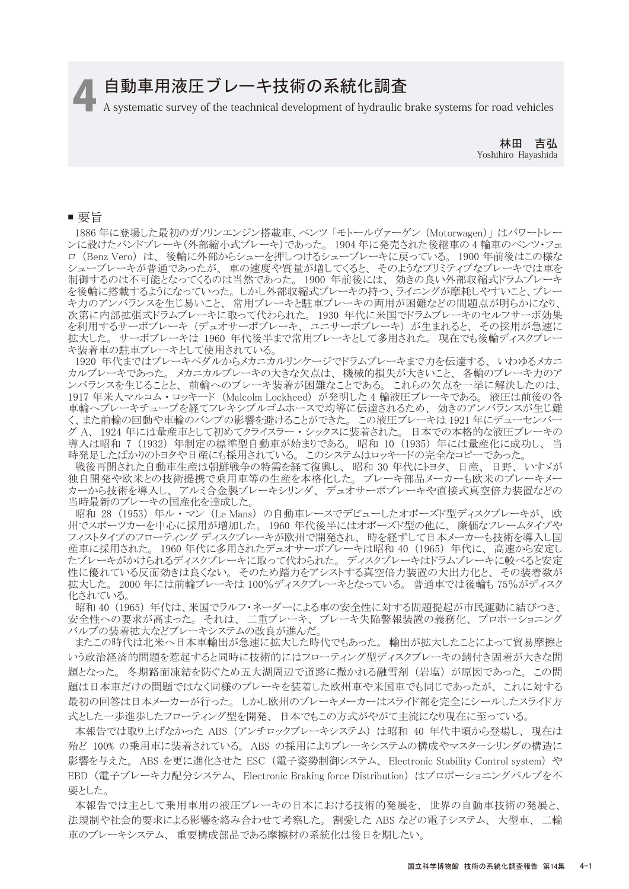# 4 自動車用液圧ブレーキ技術の系統化調査

A systematic survey of the teachnical development of hydraulic brake systems for road vehicles

林田　吉弘
Yoshihiro Hayashida

## ■ 要旨

1886 年に登場した最初のガソリンエンジン搭載車、ベンツ「モトールヴァーゲン（Motorwagen）」はパワートレーンに設けたバンドブレーキ（外部縮小式ブレーキ）であった。1904 年に発売された後継車の 4 輪車のベンツ・フェロ（Benz Vero）は、後輪に外部からシューを押しつけるシューブレーキに戻っている。1900 年前後はこの様なシューブレーキが普通であったが、車の速度や質量が増してくると、そのようなプリミティブなブレーキでは車を制御するのは不可能となってくるのは当然であった。1900 年前後には、効きの良い外部収縮式ドラムブレーキを後輪に搭載するようになっていった。しかし外部収縮式ブレーキの持つ、ライニングが摩耗しやすいこと、ブレーキ力のアンバランスを生じ易いこと、常用ブレーキと駐車ブレーキの両用が困難などの問題点が明らかになり、次第に内部拡張式ドラムブレーキに取って代わられた。1930 年代に米国でドラムブレーキのセルフサーボ効果を利用するサーボブレーキ（デュオサーボブレーキ、ユニサーボブレーキ）が生まれると、その採用が急速に拡大した。サーボブレーキは 1960 年代後半まで常用ブレーキとして多用された。現在でも後輪ディスクブレーキ装着車の駐車ブレーキとして使用されている。

1920 年代まではブレーキペダルからメカニカルリンケージでドラムブレーキまで力を伝達する、いわゆるメカニカルブレーキであった。メカニカルブレーキの大きな欠点は、機械的損失が大きいこと、各輪のブレーキ力のアンバランスを生じることと、前輪へのブレーキ装着が困難なことである。これらの欠点を一挙に解決したのは、1917 年米人マルコム・ロッキード（Malcolm Lockheed）が発明した 4 輪液圧ブレーキである。液圧は前後の各車輪へブレーキチューブを経てフレキシブルゴムホースで均等に伝達されるため、効きのアンバランスが生じ難く、また前輪の回動や車輪のバンプの影響を避けることができた。この液圧ブレーキは 1921 年にデューセンバーグ A、1924 年には量産車として初めてクライスラー・シックスに装着された。日本での本格的な液圧ブレーキの導入は昭和 7（1932）年制定の標準型自動車が始まりである。昭和 10（1935）年には量産化に成功し、当時発足したばかりのトヨタや日産にも採用されている。このシステムはロッキードの完全なコピーであった。

戦後再開された自動車生産は朝鮮戦争の特需を経て復興し、昭和 30 年代にトヨタ、日産、日野、いすゞが独自開発や欧米との技術提携で乗用車等の生産を本格化した。ブレーキ部品メーカーも欧米のブレーキメーカーから技術を導入し、アルミ合金製ブレーキシリンダ、デュオサーボブレーキや直接式真空倍力装置などの当時最新のブレーキの国産化を達成した。

昭和 28（1953）年ル・マン（Le Mans）の自動車レースでデビューしたオポーズド型ディスクブレーキが、欧州でスポーツカーを中心に採用が増加した。1960 年代後半にはオポーズド型の他に、廉価なフレームタイプやフィストタイプのフローティング ディスクブレーキが欧州で開発され、時を経ずして日本メーカーも技術を導入し国産車に採用された。1960 年代に多用されたデュオサーボブレーキは昭和 40（1965）年代に、高速から安定したブレーキがかけられるディスクブレーキに取って代わられた。ディスクブレーキはドラムブレーキに較べると安定性に優れている反面効きは良くない。そのため踏力をアシストする真空倍力装置の大出力化と、その装着数が拡大した。2000 年には前輪ブレーキは 100％ディスクブレーキとなっている。普通車では後輪も 75％がディスク化されている。

昭和 40（1965）年代は、米国でラルフ・ネーダーによる車の安全性に対する問題提起が市民運動に結びつき、安全性への要求が高まった。それは、二重ブレーキ、ブレーキ失陥警報装置の義務化、プロポーショニングバルブの装着拡大などブレーキシステムの改良が進んだ。

またこの時代は北米へ日本車輸出が急速に拡大した時代でもあった。輸出が拡大したことによって貿易摩擦という政治経済的問題を惹起すると同時に技術的にはフローティング型ディスクブレーキの錆付き固着が大きな問題となった。冬期路面凍結を防ぐため五大湖周辺で道路に撒かれる融雪剤（岩塩）が原因であった。この問題は日本車だけの問題ではなく同様のブレーキを装着した欧州車や米国車でも同じであったが、これに対する最初の回答は日本メーカーが行った。しかし欧州のブレーキメーカーはスライド部を完全にシールしたスライド方式とした一歩進歩したフローティング型を開発、日本でもこの方式がやがて主流になり現在に至っている。

本報告では取り上げなかった ABS（アンチロックブレーキシステム）は昭和 40 年代中頃から登場し、現在は殆ど 100% の乗用車に装着されている。ABS の採用によりブレーキシステムの構成やマスターシリンダの構造に影響を与えた。ABS を更に進化させた ESC（電子姿勢制御システム、Electronic Stability Control system）や EBD（電子ブレーキ力配分システム、Electronic Braking force Distribution）はプロポーショニングバルブを不要とした。

本報告では主として乗用車用の液圧ブレーキの日本における技術的発展を、世界の自動車技術の発展と、法規制や社会的要求による影響を絡み合わせて考察した。割愛した ABS などの電子システム、大型車、二輪車のブレーキシステム、重要構成部品である摩擦材の系統化は後日を期したい。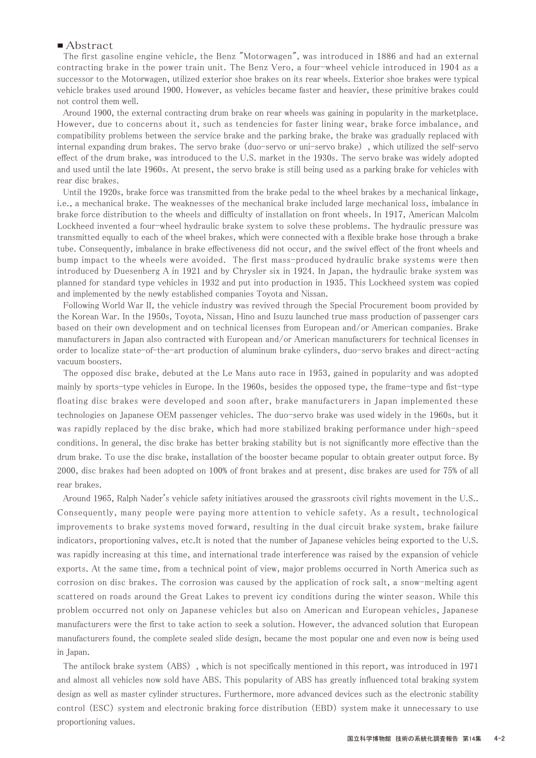## ■ Abstract

The first gasoline engine vehicle, the Benz "Motorwagen", was introduced in 1886 and had an external contracting brake in the power train unit. The Benz Vero, a four-wheel vehicle introduced in 1904 as a successor to the Motorwagen, utilized exterior shoe brakes on its rear wheels. Exterior shoe brakes were typical vehicle brakes used around 1900. However, as vehicles became faster and heavier, these primitive brakes could not control them well.

Around 1900, the external contracting drum brake on rear wheels was gaining in popularity in the marketplace. However, due to concerns about it, such as tendencies for faster lining wear, brake force imbalance, and compatibility problems between the service brake and the parking brake, the brake was gradually replaced with internal expanding drum brakes. The servo brake (duo-servo or uni-servo brake), which utilized the self-servo effect of the drum brake, was introduced to the U.S. market in the 1930s. The servo brake was widely adopted and used until the late 1960s. At present, the servo brake is still being used as a parking brake for vehicles with rear disc brakes.

Until the 1920s, brake force was transmitted from the brake pedal to the wheel brakes by a mechanical linkage, i.e., a mechanical brake. The weaknesses of the mechanical brake included large mechanical loss, imbalance in brake force distribution to the wheels and difficulty of installation on front wheels. In 1917, American Malcolm Lockheed invented a four-wheel hydraulic brake system to solve these problems. The hydraulic pressure was transmitted equally to each of the wheel brakes, which were connected with a flexible brake hose through a brake tube. Consequently, imbalance in brake effectiveness did not occur, and the swivel effect of the front wheels and bump impact to the wheels were avoided. The first mass-produced hydraulic brake systems were then introduced by Duesenberg A in 1921 and by Chrysler six in 1924. In Japan, the hydraulic brake system was planned for standard type vehicles in 1932 and put into production in 1935. This Lockheed system was copied and implemented by the newly established companies Toyota and Nissan.

Following World War II, the vehicle industry was revived through the Special Procurement boom provided by the Korean War. In the 1950s, Toyota, Nissan, Hino and Isuzu launched true mass production of passenger cars based on their own development and on technical licenses from European and/or American companies. Brake manufacturers in Japan also contracted with European and/or American manufacturers for technical licenses in order to localize state-of-the-art production of aluminum brake cylinders, duo-servo brakes and direct-acting vacuum boosters.

The opposed disc brake, debuted at the Le Mans auto race in 1953, gained in popularity and was adopted mainly by sports-type vehicles in Europe. In the 1960s, besides the opposed type, the frame-type and fist-type floating disc brakes were developed and soon after, brake manufacturers in Japan implemented these technologies on Japanese OEM passenger vehicles. The duo-servo brake was used widely in the 1960s, but it was rapidly replaced by the disc brake, which had more stabilized braking performance under high-speed conditions. In general, the disc brake has better braking stability but is not significantly more effective than the drum brake. To use the disc brake, installation of the booster became popular to obtain greater output force. By 2000, disc brakes had been adopted on 100% of front brakes and at present, disc brakes are used for 75% of all rear brakes.

Around 1965, Ralph Nader's vehicle safety initiatives aroused the grassroots civil rights movement in the U.S.. Consequently, many people were paying more attention to vehicle safety. As a result, technological improvements to brake systems moved forward, resulting in the dual circuit brake system, brake failure indicators, proportioning valves, etc.It is noted that the number of Japanese vehicles being exported to the U.S. was rapidly increasing at this time, and international trade interference was raised by the expansion of vehicle exports. At the same time, from a technical point of view, major problems occurred in North America such as corrosion on disc brakes. The corrosion was caused by the application of rock salt, a snow-melting agent scattered on roads around the Great Lakes to prevent icy conditions during the winter season. While this problem occurred not only on Japanese vehicles but also on American and European vehicles, Japanese manufacturers were the first to take action to seek a solution. However, the advanced solution that European manufacturers found, the complete sealed slide design, became the most popular one and even now is being used in Japan.

The antilock brake system (ABS), which is not specifically mentioned in this report, was introduced in 1971 and almost all vehicles now sold have ABS. This popularity of ABS has greatly influenced total braking system design as well as master cylinder structures. Furthermore, more advanced devices such as the electronic stability control (ESC) system and electronic braking force distribution (EBD) system make it unnecessary to use proportioning values.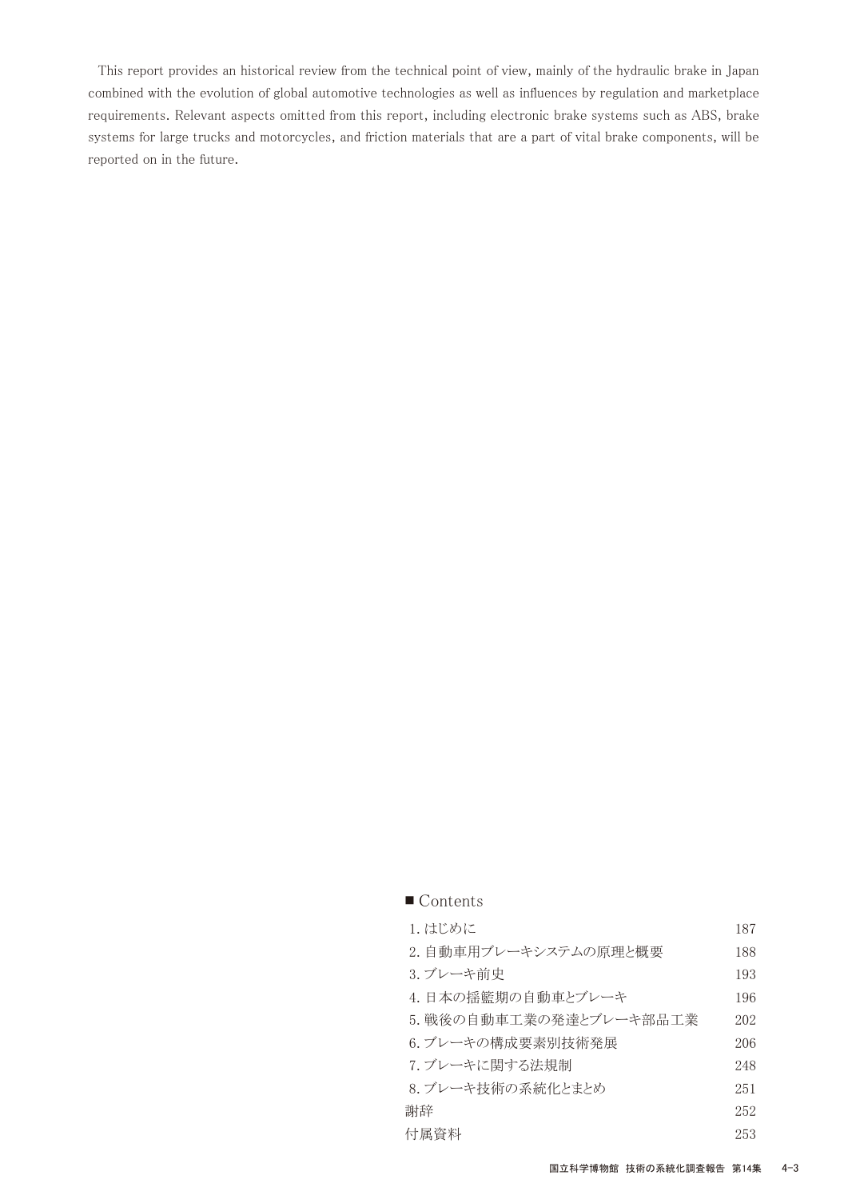This report provides an historical review from the technical point of view, mainly of the hydraulic brake in Japan combined with the evolution of global automotive technologies as well as influences by regulation and marketplace requirements. Relevant aspects omitted from this report, including electronic brake systems such as ABS, brake systems for large trucks and motorcycles, and friction materials that are a part of vital brake components, will be reported on in the future.

## ■ Contents

| | |
|---|---|
| 1. はじめに | 187 |
| 2. 自動車用ブレーキシステムの原理と概要 | 188 |
| 3. ブレーキ前史 | 193 |
| 4. 日本の揺籃期の自動車とブレーキ | 196 |
| 5. 戦後の自動車工業の発達とブレーキ部品工業 | 202 |
| 6. ブレーキの構成要素別技術発展 | 206 |
| 7. ブレーキに関する法規制 | 248 |
| 8. ブレーキ技術の系統化とまとめ | 251 |
| 謝辞 | 252 |
| 付属資料 | 253 |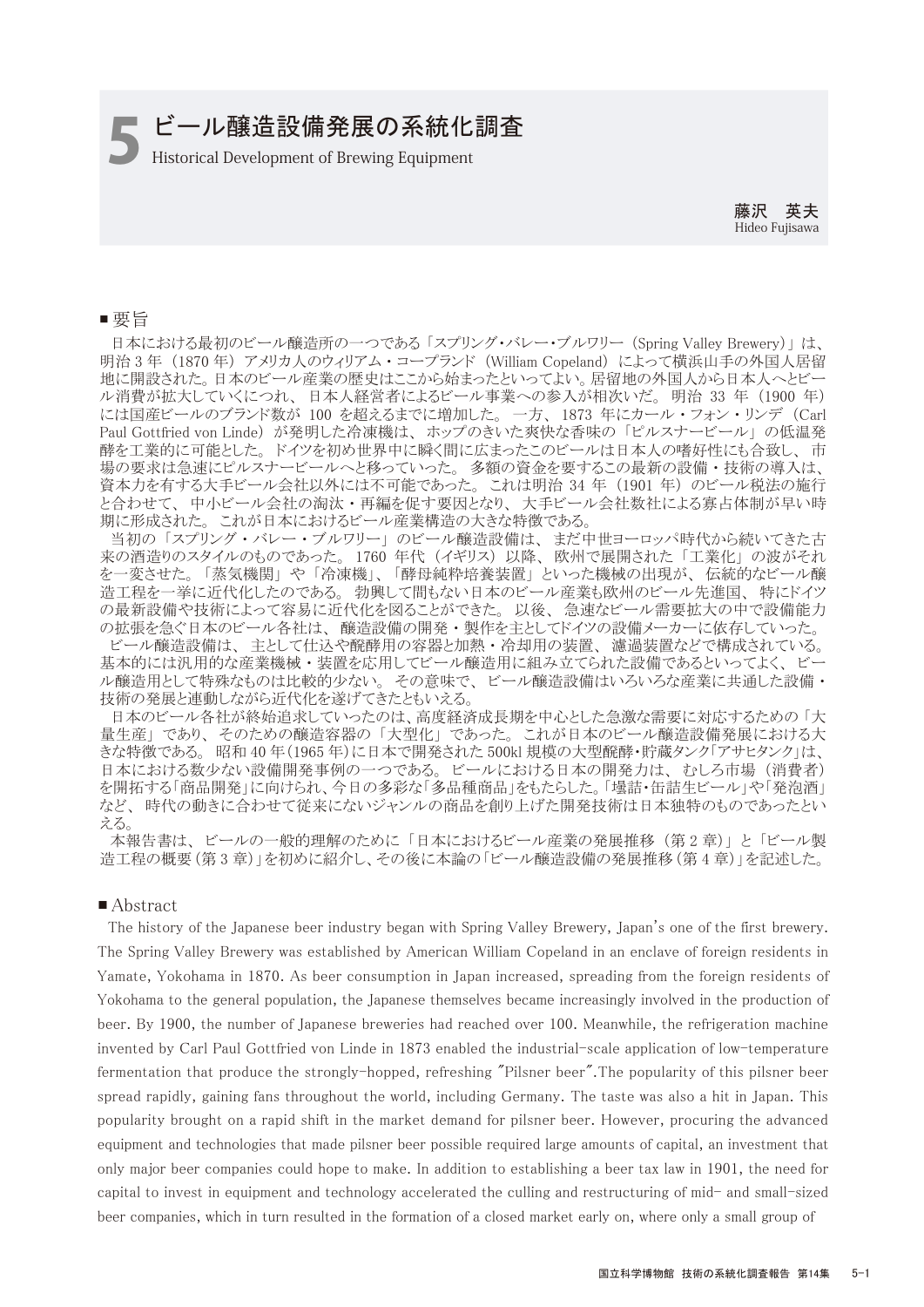# 5 ビール醸造設備発展の系統化調査

Historical Development of Brewing Equipment

藤沢　英夫
Hideo Fujisawa

## ■ 要旨

日本における最初のビール醸造所の一つである「スプリング・バレー・ブルワリー（Spring Valley Brewery）」は、明治 3 年（1870 年）アメリカ人のウィリアム・コープランド（William Copeland）によって横浜山手の外国人居留地に開設された。日本のビール産業の歴史はここから始まったといってよい。居留地の外国人から日本人へとビール消費が拡大していくにつれ、日本人経営者によるビール事業への参入が相次いだ。明治 33 年（1900 年）には国産ビールのブランド数が 100 を超えるまでに増加した。一方、1873 年にカール・フォン・リンデ（Carl Paul Gottfried von Linde）が発明した冷凍機は、ホップのきいた爽快な香味の「ピルスナービール」の低温発酵を工業的に可能とした。ドイツを初め世界中に瞬く間に広まったこのビールは日本人の嗜好性にも合致し、市場の要求は急速にピルスナービールへと移っていった。多額の資金を要するこの最新の設備・技術の導入は、資本力を有する大手ビール会社以外には不可能であった。これは明治 34 年（1901 年）のビール税法の施行と合わせて、中小ビール会社の淘汰・再編を促す要因となり、大手ビール会社数社による寡占体制が早い時期に形成された。これが日本におけるビール産業構造の大きな特徴である。

当初の「スプリング・バレー・ブルワリー」のビール醸造設備は、まだ中世ヨーロッパ時代から続いてきた古来の酒造りのスタイルのものであった。1760 年代（イギリス）以降、欧州で展開された「工業化」の波がそれを一変させた。「蒸気機関」や「冷凍機」、「酵母純粋培養装置」といった機械の出現が、伝統的なビール醸造工程を一挙に近代化したのである。勃興して間もない日本のビール産業も欧州のビール先進国、特にドイツの最新設備や技術によって容易に近代化を図ることができた。以後、急速なビール需要拡大の中で設備能力の拡張を急ぐ日本のビール各社は、醸造設備の開発・製作を主としてドイツの設備メーカーに依存していった。

ビール醸造設備は、主として仕込や醗酵用の容器と加熱・冷却用の装置、濾過装置などで構成されている。基本的には汎用的な産業機械・装置を応用してビール醸造用に組み立てられた設備であるといってよく、ビール醸造用として特殊なものは比較的少ない。その意味で、ビール醸造設備はいろいろな産業に共通した設備・技術の発展と連動しながら近代化を遂げてきたともいえる。

日本のビール各社が終始追求していったのは、高度経済成長期を中心とした急激な需要に対応するための「大量生産」であり、そのための醸造容器の「大型化」であった。これが日本のビール醸造設備における大きな特徴である。昭和 40 年(1965 年)に日本で開発された 500kl 規模の大型醗酵・貯蔵タンク「アサヒタンク」は、日本における数少ない設備開発事例の一つである。ビールにおける日本の開発力は、むしろ市場（消費者）を開拓する「商品開発」に向けられ、今日の多彩な「多品種商品」をもたらした。「壜詰・缶詰生ビール」や「発泡酒」など、時代の動きに合わせて従来にないジャンルの商品を創り上げた開発技術は日本独特のものであったといえる。

本報告書は、ビールの一般的理解のために「日本におけるビール産業の発展推移（第 2 章）」と「ビール製造工程の概要（第 3 章）」を初めに紹介し、その後に本論の「ビール醸造設備の発展推移（第 4 章）」を記述した。

## ■ Abstract

The history of the Japanese beer industry began with Spring Valley Brewery, Japan's one of the first brewery. The Spring Valley Brewery was established by American William Copeland in an enclave of foreign residents in Yamate, Yokohama in 1870. As beer consumption in Japan increased, spreading from the foreign residents of Yokohama to the general population, the Japanese themselves became increasingly involved in the production of beer. By 1900, the number of Japanese breweries had reached over 100. Meanwhile, the refrigeration machine invented by Carl Paul Gottfried von Linde in 1873 enabled the industrial-scale application of low-temperature fermentation that produce the strongly-hopped, refreshing "Pilsner beer".The popularity of this pilsner beer spread rapidly, gaining fans throughout the world, including Germany. The taste was also a hit in Japan. This popularity brought on a rapid shift in the market demand for pilsner beer. However, procuring the advanced equipment and technologies that made pilsner beer possible required large amounts of capital, an investment that only major beer companies could hope to make. In addition to establishing a beer tax law in 1901, the need for capital to invest in equipment and technology accelerated the culling and restructuring of mid- and small-sized beer companies, which in turn resulted in the formation of a closed market early on, where only a small group of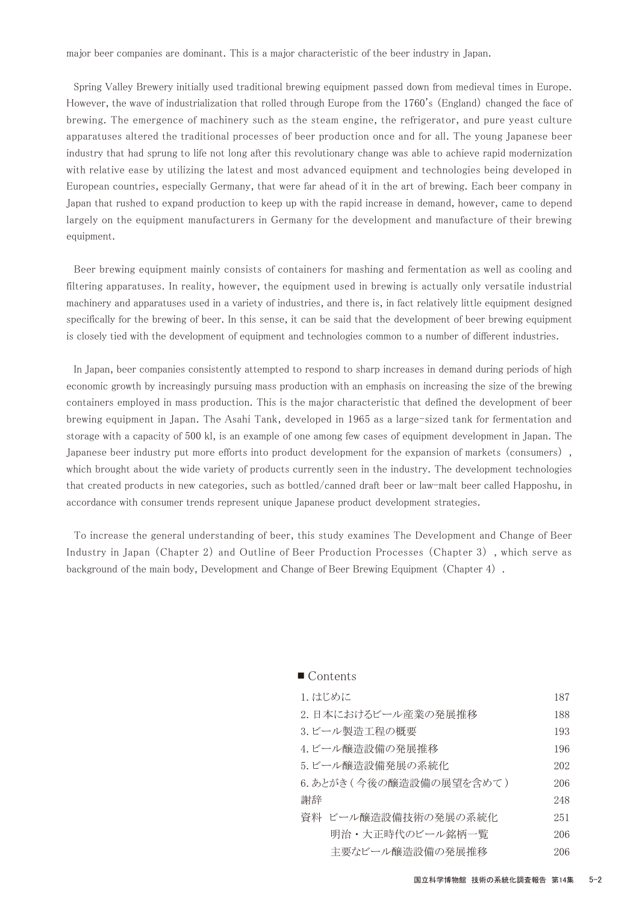major beer companies are dominant. This is a major characteristic of the beer industry in Japan.

Spring Valley Brewery initially used traditional brewing equipment passed down from medieval times in Europe. However, the wave of industrialization that rolled through Europe from the 1760's (England) changed the face of brewing. The emergence of machinery such as the steam engine, the refrigerator, and pure yeast culture apparatuses altered the traditional processes of beer production once and for all. The young Japanese beer industry that had sprung to life not long after this revolutionary change was able to achieve rapid modernization with relative ease by utilizing the latest and most advanced equipment and technologies being developed in European countries, especially Germany, that were far ahead of it in the art of brewing. Each beer company in Japan that rushed to expand production to keep up with the rapid increase in demand, however, came to depend largely on the equipment manufacturers in Germany for the development and manufacture of their brewing equipment.

Beer brewing equipment mainly consists of containers for mashing and fermentation as well as cooling and filtering apparatuses. In reality, however, the equipment used in brewing is actually only versatile industrial machinery and apparatuses used in a variety of industries, and there is, in fact relatively little equipment designed specifically for the brewing of beer. In this sense, it can be said that the development of beer brewing equipment is closely tied with the development of equipment and technologies common to a number of different industries.

In Japan, beer companies consistently attempted to respond to sharp increases in demand during periods of high economic growth by increasingly pursuing mass production with an emphasis on increasing the size of the brewing containers employed in mass production. This is the major characteristic that defined the development of beer brewing equipment in Japan. The Asahi Tank, developed in 1965 as a large-sized tank for fermentation and storage with a capacity of 500 kl, is an example of one among few cases of equipment development in Japan. The Japanese beer industry put more efforts into product development for the expansion of markets (consumers), which brought about the wide variety of products currently seen in the industry. The development technologies that created products in new categories, such as bottled/canned draft beer or law-malt beer called Happoshu, in accordance with consumer trends represent unique Japanese product development strategies.

To increase the general understanding of beer, this study examines The Development and Change of Beer Industry in Japan (Chapter 2) and Outline of Beer Production Processes (Chapter 3), which serve as background of the main body, Development and Change of Beer Brewing Equipment (Chapter 4).

## ■ Contents

| | |
|---|---|
| 1. はじめに | 187 |
| 2. 日本におけるビール産業の発展推移 | 188 |
| 3. ビール製造工程の概要 | 193 |
| 4. ビール醸造設備の発展推移 | 196 |
| 5. ビール醸造設備発展の系統化 | 202 |
| 6. あとがき（今後の醸造設備の展望を含めて） | 206 |
| 謝辞 | 248 |
| 資料　ビール醸造設備技術の発展の系統化 | 251 |
| 　明治・大正時代のビール銘柄一覧 | 206 |
| 　主要なビール醸造設備の発展推移 | 206 |